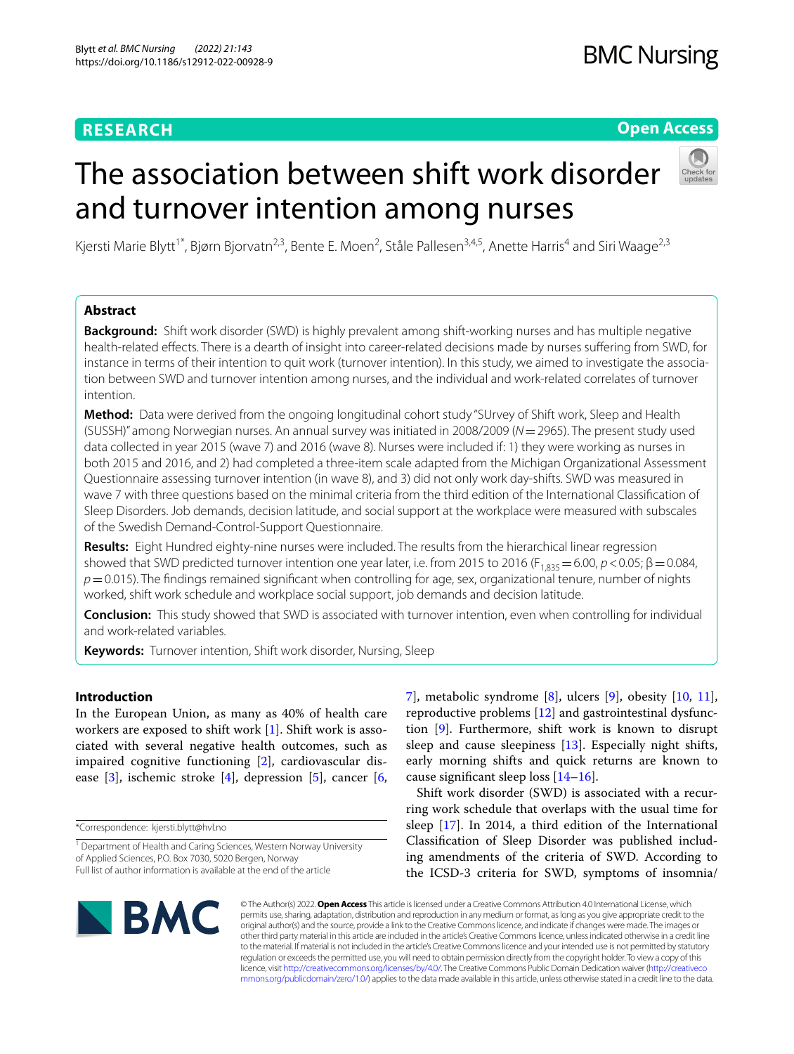**RESEARCH** | **Open Access**

# The association between shift work disorder and turnover intention among nurses

Kjersti Marie Blytt[1*], Bjørn Bjorvatn[2,3], Bente E. Moen[2], Ståle Pallesen[3,4,5], Anette Harris[4] and Siri Waage[2,3]

## Abstract

**Background:** Shift work disorder (SWD) is highly prevalent among shift-working nurses and has multiple negative health-related effects. There is a dearth of insight into career-related decisions made by nurses suffering from SWD, for instance in terms of their intention to quit work (turnover intention). In this study, we aimed to investigate the association between SWD and turnover intention among nurses, and the individual and work-related correlates of turnover intention.

**Method:** Data were derived from the ongoing longitudinal cohort study "SUrvey of Shift work, Sleep and Health (SUSSH)" among Norwegian nurses. An annual survey was initiated in 2008/2009 ($N = 2965$). The present study used data collected in year 2015 (wave 7) and 2016 (wave 8). Nurses were included if: 1) they were working as nurses in both 2015 and 2016, and 2) had completed a three-item scale adapted from the Michigan Organizational Assessment Questionnaire assessing turnover intention (in wave 8), and 3) did not only work day-shifts. SWD was measured in wave 7 with three questions based on the minimal criteria from the third edition of the International Classification of Sleep Disorders. Job demands, decision latitude, and social support at the workplace were measured with subscales of the Swedish Demand-Control-Support Questionnaire.

**Results:** Eight Hundred eighty-nine nurses were included. The results from the hierarchical linear regression showed that SWD predicted turnover intention one year later, i.e. from 2015 to 2016 ($F_{1,835} = 6.00$, $p < 0.05$; $\beta = 0.084$, $p = 0.015$). The findings remained significant when controlling for age, sex, organizational tenure, number of nights worked, shift work schedule and workplace social support, job demands and decision latitude.

**Conclusion:** This study showed that SWD is associated with turnover intention, even when controlling for individual and work-related variables.

**Keywords:** Turnover intention, Shift work disorder, Nursing, Sleep

## Introduction

In the European Union, as many as 40% of health care workers are exposed to shift work [1]. Shift work is associated with several negative health outcomes, such as impaired cognitive functioning [2], cardiovascular disease [3], ischemic stroke [4], depression [5], cancer [6, 7], metabolic syndrome [8], ulcers [9], obesity [10, 11], reproductive problems [12] and gastrointestinal dysfunction [9]. Furthermore, shift work is known to disrupt sleep and cause sleepiness [13]. Especially night shifts, early morning shifts and quick returns are known to cause significant sleep loss [14–16].

Shift work disorder (SWD) is associated with a recurring work schedule that overlaps with the usual time for sleep [17]. In 2014, a third edition of the International Classification of Sleep Disorder was published including amendments of the criteria of SWD. According to the ICSD-3 criteria for SWD, symptoms of insomnia/

*Correspondence: kjersti.blytt@hvl.no

[1] Department of Health and Caring Sciences, Western Norway University of Applied Sciences, P.O. Box 7030, 5020 Bergen, Norway

Full list of author information is available at the end of the article

© The Author(s) 2022. **Open Access** This article is licensed under a Creative Commons Attribution 4.0 International License, which permits use, sharing, adaptation, distribution and reproduction in any medium or format, as long as you give appropriate credit to the original author(s) and the source, provide a link to the Creative Commons licence, and indicate if changes were made. The images or other third party material in this article are included in the article's Creative Commons licence, unless indicated otherwise in a credit line to the material. If material is not included in the article's Creative Commons licence and your intended use is not permitted by statutory regulation or exceeds the permitted use, you will need to obtain permission directly from the copyright holder. To view a copy of this licence, visit http://creativecommons.org/licenses/by/4.0/. The Creative Commons Public Domain Dedication waiver (http://creativecommons.org/publicdomain/zero/1.0/) applies to the data made available in this article, unless otherwise stated in a credit line to the data.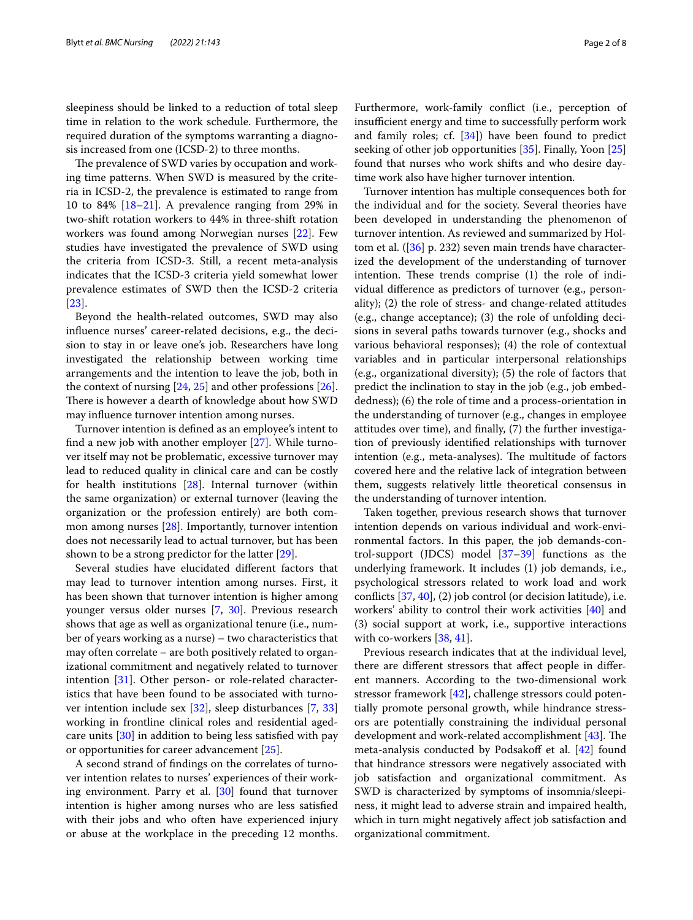sleepiness should be linked to a reduction of total sleep time in relation to the work schedule. Furthermore, the required duration of the symptoms warranting a diagnosis increased from one (ICSD-2) to three months.

The prevalence of SWD varies by occupation and working time patterns. When SWD is measured by the criteria in ICSD-2, the prevalence is estimated to range from 10 to 84% [18–21]. A prevalence ranging from 29% in two-shift rotation workers to 44% in three-shift rotation workers was found among Norwegian nurses [22]. Few studies have investigated the prevalence of SWD using the criteria from ICSD-3. Still, a recent meta-analysis indicates that the ICSD-3 criteria yield somewhat lower prevalence estimates of SWD then the ICSD-2 criteria [23].

Beyond the health-related outcomes, SWD may also influence nurses' career-related decisions, e.g., the decision to stay in or leave one's job. Researchers have long investigated the relationship between working time arrangements and the intention to leave the job, both in the context of nursing [24, 25] and other professions [26]. There is however a dearth of knowledge about how SWD may influence turnover intention among nurses.

Turnover intention is defined as an employee's intent to find a new job with another employer [27]. While turnover itself may not be problematic, excessive turnover may lead to reduced quality in clinical care and can be costly for health institutions [28]. Internal turnover (within the same organization) or external turnover (leaving the organization or the profession entirely) are both common among nurses [28]. Importantly, turnover intention does not necessarily lead to actual turnover, but has been shown to be a strong predictor for the latter [29].

Several studies have elucidated different factors that may lead to turnover intention among nurses. First, it has been shown that turnover intention is higher among younger versus older nurses [7, 30]. Previous research shows that age as well as organizational tenure (i.e., number of years working as a nurse) – two characteristics that may often correlate – are both positively related to organizational commitment and negatively related to turnover intention [31]. Other person- or role-related characteristics that have been found to be associated with turnover intention include sex [32], sleep disturbances [7, 33] working in frontline clinical roles and residential aged-care units [30] in addition to being less satisfied with pay or opportunities for career advancement [25].

A second strand of findings on the correlates of turnover intention relates to nurses' experiences of their working environment. Parry et al. [30] found that turnover intention is higher among nurses who are less satisfied with their jobs and who often have experienced injury or abuse at the workplace in the preceding 12 months. Furthermore, work-family conflict (i.e., perception of insufficient energy and time to successfully perform work and family roles; cf. [34]) have been found to predict seeking of other job opportunities [35]. Finally, Yoon [25] found that nurses who work shifts and who desire daytime work also have higher turnover intention.

Turnover intention has multiple consequences both for the individual and for the society. Several theories have been developed in understanding the phenomenon of turnover intention. As reviewed and summarized by Holtom et al. ([36] p. 232) seven main trends have characterized the development of the understanding of turnover intention. These trends comprise (1) the role of individual difference as predictors of turnover (e.g., personality); (2) the role of stress- and change-related attitudes (e.g., change acceptance); (3) the role of unfolding decisions in several paths towards turnover (e.g., shocks and various behavioral responses); (4) the role of contextual variables and in particular interpersonal relationships (e.g., organizational diversity); (5) the role of factors that predict the inclination to stay in the job (e.g., job embeddedness); (6) the role of time and a process-orientation in the understanding of turnover (e.g., changes in employee attitudes over time), and finally, (7) the further investigation of previously identified relationships with turnover intention (e.g., meta-analyses). The multitude of factors covered here and the relative lack of integration between them, suggests relatively little theoretical consensus in the understanding of turnover intention.

Taken together, previous research shows that turnover intention depends on various individual and work-environmental factors. In this paper, the job demands-control-support (JDCS) model [37–39] functions as the underlying framework. It includes (1) job demands, i.e., psychological stressors related to work load and work conflicts [37, 40], (2) job control (or decision latitude), i.e. workers' ability to control their work activities [40] and (3) social support at work, i.e., supportive interactions with co-workers [38, 41].

Previous research indicates that at the individual level, there are different stressors that affect people in different manners. According to the two-dimensional work stressor framework [42], challenge stressors could potentially promote personal growth, while hindrance stressors are potentially constraining the individual personal development and work-related accomplishment [43]. The meta-analysis conducted by Podsakoff et al. [42] found that hindrance stressors were negatively associated with job satisfaction and organizational commitment. As SWD is characterized by symptoms of insomnia/sleepiness, it might lead to adverse strain and impaired health, which in turn might negatively affect job satisfaction and organizational commitment.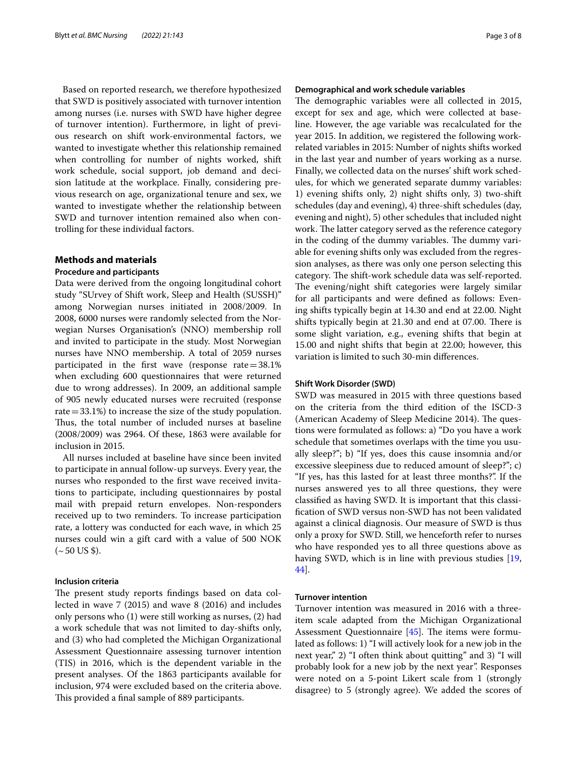Based on reported research, we therefore hypothesized that SWD is positively associated with turnover intention among nurses (i.e. nurses with SWD have higher degree of turnover intention). Furthermore, in light of previous research on shift work-environmental factors, we wanted to investigate whether this relationship remained when controlling for number of nights worked, shift work schedule, social support, job demand and decision latitude at the workplace. Finally, considering previous research on age, organizational tenure and sex, we wanted to investigate whether the relationship between SWD and turnover intention remained also when controlling for these individual factors.

## Methods and materials

### Procedure and participants

Data were derived from the ongoing longitudinal cohort study "SUrvey of Shift work, Sleep and Health (SUSSH)" among Norwegian nurses initiated in 2008/2009. In 2008, 6000 nurses were randomly selected from the Norwegian Nurses Organisation's (NNO) membership roll and invited to participate in the study. Most Norwegian nurses have NNO membership. A total of 2059 nurses participated in the first wave (response rate = 38.1% when excluding 600 questionnaires that were returned due to wrong addresses). In 2009, an additional sample of 905 newly educated nurses were recruited (response rate = 33.1%) to increase the size of the study population. Thus, the total number of included nurses at baseline (2008/2009) was 2964. Of these, 1863 were available for inclusion in 2015.

All nurses included at baseline have since been invited to participate in annual follow-up surveys. Every year, the nurses who responded to the first wave received invitations to participate, including questionnaires by postal mail with prepaid return envelopes. Non-responders received up to two reminders. To increase participation rate, a lottery was conducted for each wave, in which 25 nurses could win a gift card with a value of 500 NOK (~ 50 US $).

### Inclusion criteria

The present study reports findings based on data collected in wave 7 (2015) and wave 8 (2016) and includes only persons who (1) were still working as nurses, (2) had a work schedule that was not limited to day-shifts only, and (3) who had completed the Michigan Organizational Assessment Questionnaire assessing turnover intention (TIS) in 2016, which is the dependent variable in the present analyses. Of the 1863 participants available for inclusion, 974 were excluded based on the criteria above. This provided a final sample of 889 participants.

### Demographical and work schedule variables

The demographic variables were all collected in 2015, except for sex and age, which were collected at baseline. However, the age variable was recalculated for the year 2015. In addition, we registered the following work-related variables in 2015: Number of nights shifts worked in the last year and number of years working as a nurse. Finally, we collected data on the nurses' shift work schedules, for which we generated separate dummy variables: 1) evening shifts only, 2) night shifts only, 3) two-shift schedules (day and evening), 4) three-shift schedules (day, evening and night), 5) other schedules that included night work. The latter category served as the reference category in the coding of the dummy variables. The dummy variable for evening shifts only was excluded from the regression analyses, as there was only one person selecting this category. The shift-work schedule data was self-reported. The evening/night shift categories were largely similar for all participants and were defined as follows: Evening shifts typically begin at 14.30 and end at 22.00. Night shifts typically begin at 21.30 and end at 07.00. There is some slight variation, e.g., evening shifts that begin at 15.00 and night shifts that begin at 22.00; however, this variation is limited to such 30-min differences.

### Shift Work Disorder (SWD)

SWD was measured in 2015 with three questions based on the criteria from the third edition of the ISCD-3 (American Academy of Sleep Medicine 2014). The questions were formulated as follows: a) "Do you have a work schedule that sometimes overlaps with the time you usually sleep?"; b) "If yes, does this cause insomnia and/or excessive sleepiness due to reduced amount of sleep?"; c) "If yes, has this lasted for at least three months?". If the nurses answered yes to all three questions, they were classified as having SWD. It is important that this classification of SWD versus non-SWD has not been validated against a clinical diagnosis. Our measure of SWD is thus only a proxy for SWD. Still, we henceforth refer to nurses who have responded yes to all three questions above as having SWD, which is in line with previous studies [19, 44].

### Turnover intention

Turnover intention was measured in 2016 with a three-item scale adapted from the Michigan Organizational Assessment Questionnaire [45]. The items were formulated as follows: 1) "I will actively look for a new job in the next year," 2) "I often think about quitting" and 3) "I will probably look for a new job by the next year". Responses were noted on a 5-point Likert scale from 1 (strongly disagree) to 5 (strongly agree). We added the scores of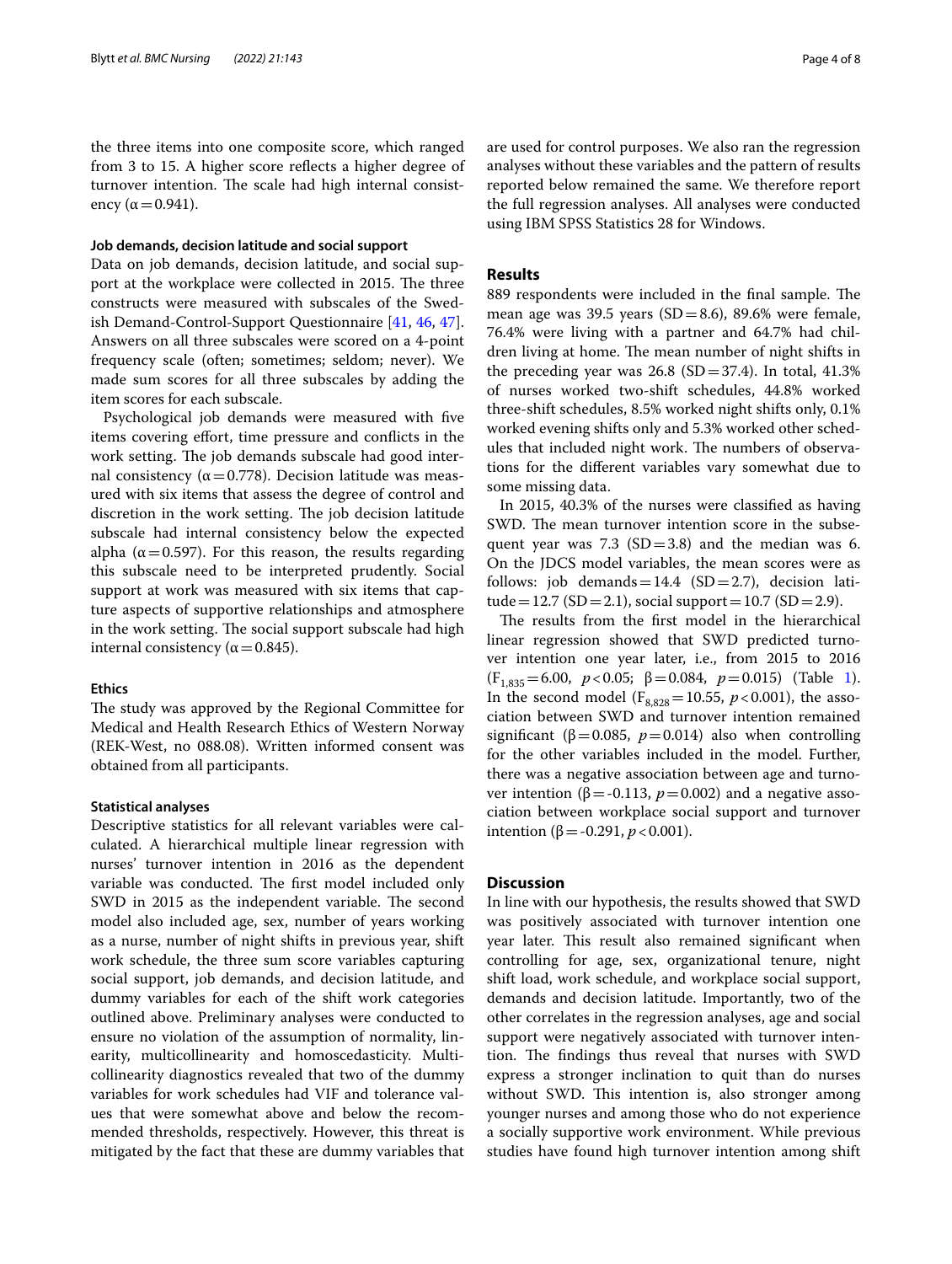the three items into one composite score, which ranged from 3 to 15. A higher score reflects a higher degree of turnover intention. The scale had high internal consistency ($\alpha = 0.941$).

#### Job demands, decision latitude and social support

Data on job demands, decision latitude, and social support at the workplace were collected in 2015. The three constructs were measured with subscales of the Swedish Demand-Control-Support Questionnaire [41, 46, 47]. Answers on all three subscales were scored on a 4-point frequency scale (often; sometimes; seldom; never). We made sum scores for all three subscales by adding the item scores for each subscale.

Psychological job demands were measured with five items covering effort, time pressure and conflicts in the work setting. The job demands subscale had good internal consistency ($\alpha = 0.778$). Decision latitude was measured with six items that assess the degree of control and discretion in the work setting. The job decision latitude subscale had internal consistency below the expected alpha ($\alpha = 0.597$). For this reason, the results regarding this subscale need to be interpreted prudently. Social support at work was measured with six items that capture aspects of supportive relationships and atmosphere in the work setting. The social support subscale had high internal consistency ($\alpha = 0.845$).

#### Ethics

The study was approved by the Regional Committee for Medical and Health Research Ethics of Western Norway (REK-West, no 088.08). Written informed consent was obtained from all participants.

#### Statistical analyses

Descriptive statistics for all relevant variables were calculated. A hierarchical multiple linear regression with nurses' turnover intention in 2016 as the dependent variable was conducted. The first model included only SWD in 2015 as the independent variable. The second model also included age, sex, number of years working as a nurse, number of night shifts in previous year, shift work schedule, the three sum score variables capturing social support, job demands, and decision latitude, and dummy variables for each of the shift work categories outlined above. Preliminary analyses were conducted to ensure no violation of the assumption of normality, linearity, multicollinearity and homoscedasticity. Multicollinearity diagnostics revealed that two of the dummy variables for work schedules had VIF and tolerance values that were somewhat above and below the recommended thresholds, respectively. However, this threat is mitigated by the fact that these are dummy variables that are used for control purposes. We also ran the regression analyses without these variables and the pattern of results reported below remained the same. We therefore report the full regression analyses. All analyses were conducted using IBM SPSS Statistics 28 for Windows.

## Results

889 respondents were included in the final sample. The mean age was 39.5 years (SD = 8.6), 89.6% were female, 76.4% were living with a partner and 64.7% had children living at home. The mean number of night shifts in the preceding year was 26.8 (SD = 37.4). In total, 41.3% of nurses worked two-shift schedules, 44.8% worked three-shift schedules, 8.5% worked night shifts only, 0.1% worked evening shifts only and 5.3% worked other schedules that included night work. The numbers of observations for the different variables vary somewhat due to some missing data.

In 2015, 40.3% of the nurses were classified as having SWD. The mean turnover intention score in the subsequent year was 7.3 (SD = 3.8) and the median was 6. On the JDCS model variables, the mean scores were as follows: job demands = 14.4 (SD = 2.7), decision latitude = 12.7 (SD = 2.1), social support = 10.7 (SD = 2.9).

The results from the first model in the hierarchical linear regression showed that SWD predicted turnover intention one year later, i.e., from 2015 to 2016 ($F_{1,835} = 6.00$, $p < 0.05$; $\beta = 0.084$, $p = 0.015$) (Table 1). In the second model ($F_{8,828} = 10.55$, $p < 0.001$), the association between SWD and turnover intention remained significant ($\beta = 0.085$, $p = 0.014$) also when controlling for the other variables included in the model. Further, there was a negative association between age and turnover intention ($\beta = -0.113$, $p = 0.002$) and a negative association between workplace social support and turnover intention ($\beta = -0.291$, $p < 0.001$).

## Discussion

In line with our hypothesis, the results showed that SWD was positively associated with turnover intention one year later. This result also remained significant when controlling for age, sex, organizational tenure, night shift load, work schedule, and workplace social support, demands and decision latitude. Importantly, two of the other correlates in the regression analyses, age and social support were negatively associated with turnover intention. The findings thus reveal that nurses with SWD express a stronger inclination to quit than do nurses without SWD. This intention is, also stronger among younger nurses and among those who do not experience a socially supportive work environment. While previous studies have found high turnover intention among shift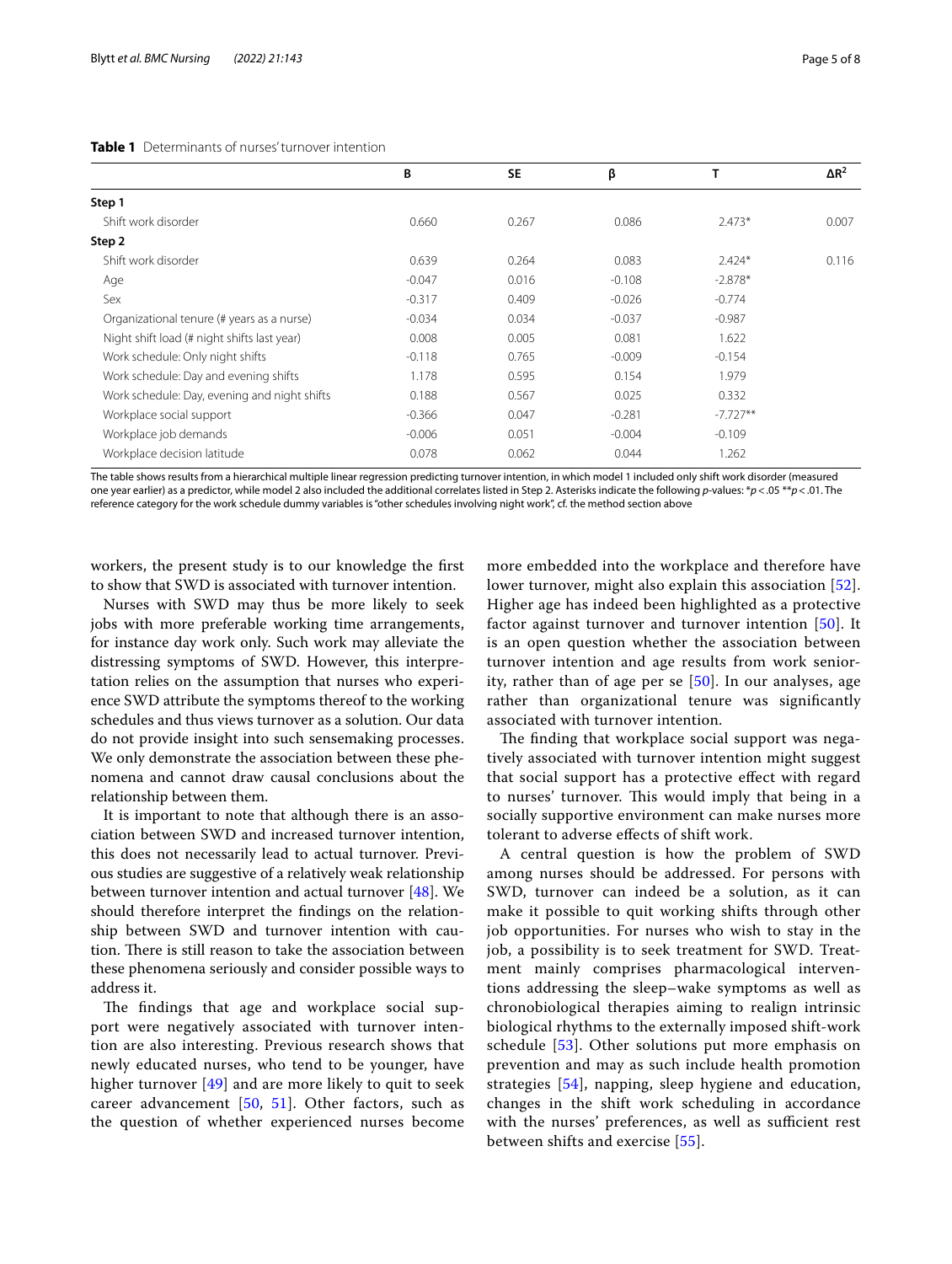**Table 1** Determinants of nurses' turnover intention

| | B | SE | β | T | $\Delta R^2$ |
|---|---|---|---|---|---|
| **Step 1** | | | | | |
| Shift work disorder | 0.660 | 0.267 | 0.086 | 2.473* | 0.007 |
| **Step 2** | | | | | |
| Shift work disorder | 0.639 | 0.264 | 0.083 | 2.424* | 0.116 |
| Age | -0.047 | 0.016 | -0.108 | -2.878* | |
| Sex | -0.317 | 0.409 | -0.026 | -0.774 | |
| Organizational tenure (# years as a nurse) | -0.034 | 0.034 | -0.037 | -0.987 | |
| Night shift load (# night shifts last year) | 0.008 | 0.005 | 0.081 | 1.622 | |
| Work schedule: Only night shifts | -0.118 | 0.765 | -0.009 | -0.154 | |
| Work schedule: Day and evening shifts | 1.178 | 0.595 | 0.154 | 1.979 | |
| Work schedule: Day, evening and night shifts | 0.188 | 0.567 | 0.025 | 0.332 | |
| Workplace social support | -0.366 | 0.047 | -0.281 | -7.727** | |
| Workplace job demands | -0.006 | 0.051 | -0.004 | -0.109 | |
| Workplace decision latitude | 0.078 | 0.062 | 0.044 | 1.262 | |

The table shows results from a hierarchical multiple linear regression predicting turnover intention, in which model 1 included only shift work disorder (measured one year earlier) as a predictor, while model 2 also included the additional correlates listed in Step 2. Asterisks indicate the following *p*-values: *$p < .05$ **$p < .01$. The reference category for the work schedule dummy variables is "other schedules involving night work", cf. the method section above

workers, the present study is to our knowledge the first to show that SWD is associated with turnover intention.

Nurses with SWD may thus be more likely to seek jobs with more preferable working time arrangements, for instance day work only. Such work may alleviate the distressing symptoms of SWD. However, this interpretation relies on the assumption that nurses who experience SWD attribute the symptoms thereof to the working schedules and thus views turnover as a solution. Our data do not provide insight into such sensemaking processes. We only demonstrate the association between these phenomena and cannot draw causal conclusions about the relationship between them.

It is important to note that although there is an association between SWD and increased turnover intention, this does not necessarily lead to actual turnover. Previous studies are suggestive of a relatively weak relationship between turnover intention and actual turnover [48]. We should therefore interpret the findings on the relationship between SWD and turnover intention with caution. There is still reason to take the association between these phenomena seriously and consider possible ways to address it.

The findings that age and workplace social support were negatively associated with turnover intention are also interesting. Previous research shows that newly educated nurses, who tend to be younger, have higher turnover [49] and are more likely to quit to seek career advancement [50, 51]. Other factors, such as the question of whether experienced nurses become more embedded into the workplace and therefore have lower turnover, might also explain this association [52]. Higher age has indeed been highlighted as a protective factor against turnover and turnover intention [50]. It is an open question whether the association between turnover intention and age results from work seniority, rather than of age per se [50]. In our analyses, age rather than organizational tenure was significantly associated with turnover intention.

The finding that workplace social support was negatively associated with turnover intention might suggest that social support has a protective effect with regard to nurses' turnover. This would imply that being in a socially supportive environment can make nurses more tolerant to adverse effects of shift work.

A central question is how the problem of SWD among nurses should be addressed. For persons with SWD, turnover can indeed be a solution, as it can make it possible to quit working shifts through other job opportunities. For nurses who wish to stay in the job, a possibility is to seek treatment for SWD. Treatment mainly comprises pharmacological interventions addressing the sleep–wake symptoms as well as chronobiological therapies aiming to realign intrinsic biological rhythms to the externally imposed shift-work schedule [53]. Other solutions put more emphasis on prevention and may as such include health promotion strategies [54], napping, sleep hygiene and education, changes in the shift work scheduling in accordance with the nurses' preferences, as well as sufficient rest between shifts and exercise [55].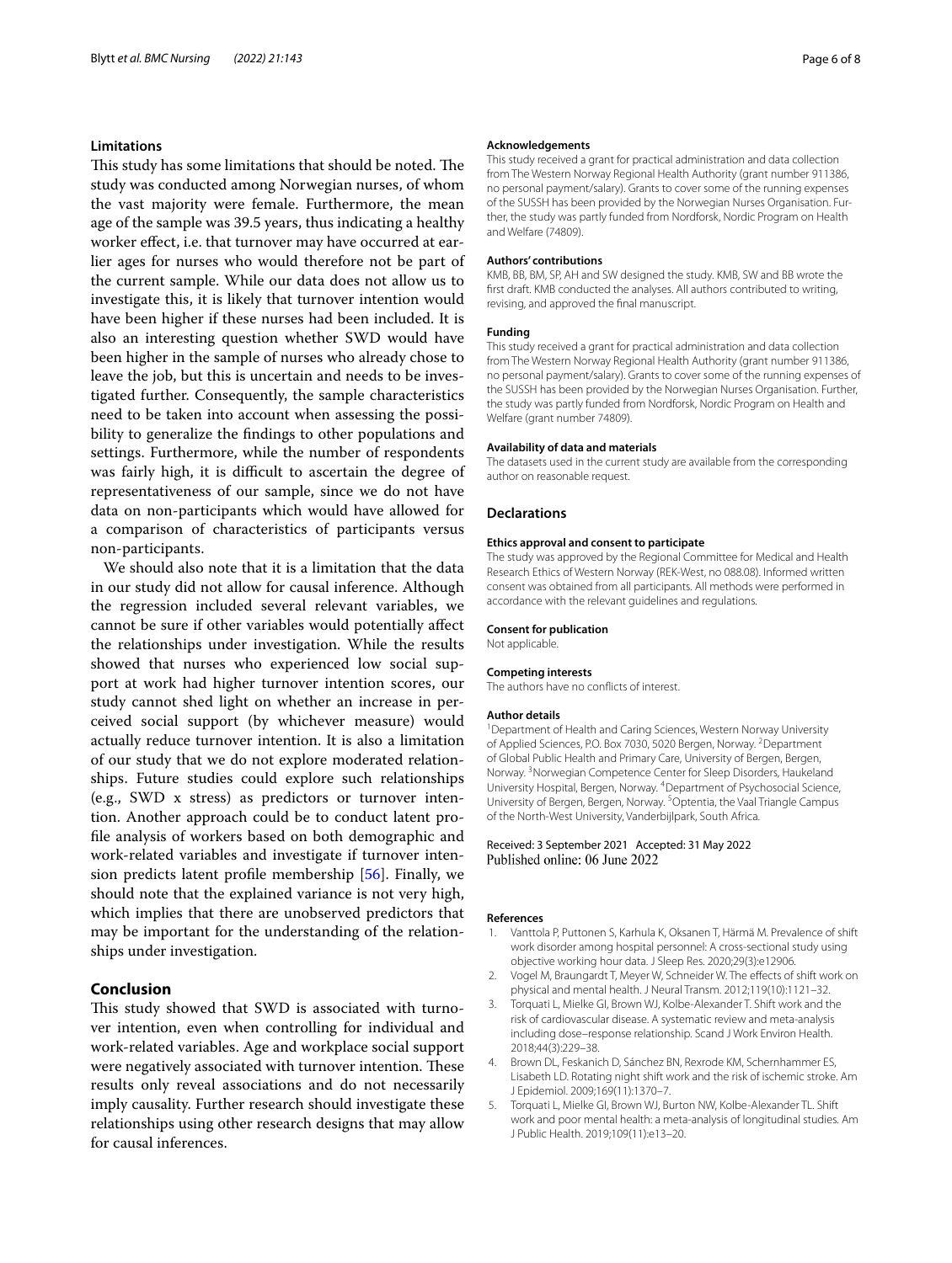### Limitations

This study has some limitations that should be noted. The study was conducted among Norwegian nurses, of whom the vast majority were female. Furthermore, the mean age of the sample was 39.5 years, thus indicating a healthy worker effect, i.e. that turnover may have occurred at earlier ages for nurses who would therefore not be part of the current sample. While our data does not allow us to investigate this, it is likely that turnover intention would have been higher if these nurses had been included. It is also an interesting question whether SWD would have been higher in the sample of nurses who already chose to leave the job, but this is uncertain and needs to be investigated further. Consequently, the sample characteristics need to be taken into account when assessing the possibility to generalize the findings to other populations and settings. Furthermore, while the number of respondents was fairly high, it is difficult to ascertain the degree of representativeness of our sample, since we do not have data on non-participants which would have allowed for a comparison of characteristics of participants versus non-participants.

We should also note that it is a limitation that the data in our study did not allow for causal inference. Although the regression included several relevant variables, we cannot be sure if other variables would potentially affect the relationships under investigation. While the results showed that nurses who experienced low social support at work had higher turnover intention scores, our study cannot shed light on whether an increase in perceived social support (by whichever measure) would actually reduce turnover intention. It is also a limitation of our study that we do not explore moderated relationships. Future studies could explore such relationships (e.g., SWD x stress) as predictors or turnover intention. Another approach could be to conduct latent profile analysis of workers based on both demographic and work-related variables and investigate if turnover intension predicts latent profile membership [56]. Finally, we should note that the explained variance is not very high, which implies that there are unobserved predictors that may be important for the understanding of the relationships under investigation.

## Conclusion

This study showed that SWD is associated with turnover intention, even when controlling for individual and work-related variables. Age and workplace social support were negatively associated with turnover intention. These results only reveal associations and do not necessarily imply causality. Further research should investigate these relationships using other research designs that may allow for causal inferences.

#### Acknowledgements

This study received a grant for practical administration and data collection from The Western Norway Regional Health Authority (grant number 911386, no personal payment/salary). Grants to cover some of the running expenses of the SUSSH has been provided by the Norwegian Nurses Organisation. Further, the study was partly funded from Nordforsk, Nordic Program on Health and Welfare (74809).

#### Authors' contributions

KMB, BB, BM, SP, AH and SW designed the study. KMB, SW and BB wrote the first draft. KMB conducted the analyses. All authors contributed to writing, revising, and approved the final manuscript.

#### Funding

This study received a grant for practical administration and data collection from The Western Norway Regional Health Authority (grant number 911386, no personal payment/salary). Grants to cover some of the running expenses of the SUSSH has been provided by the Norwegian Nurses Organisation. Further, the study was partly funded from Nordforsk, Nordic Program on Health and Welfare (grant number 74809).

#### Availability of data and materials

The datasets used in the current study are available from the corresponding author on reasonable request.

### Declarations

#### Ethics approval and consent to participate

The study was approved by the Regional Committee for Medical and Health Research Ethics of Western Norway (REK-West, no 088.08). Informed written consent was obtained from all participants. All methods were performed in accordance with the relevant guidelines and regulations.

#### Consent for publication

Not applicable.

#### Competing interests

The authors have no conflicts of interest.

#### Author details

[1]Department of Health and Caring Sciences, Western Norway University of Applied Sciences, P.O. Box 7030, 5020 Bergen, Norway. [2]Department of Global Public Health and Primary Care, University of Bergen, Bergen, Norway. [3]Norwegian Competence Center for Sleep Disorders, Haukeland University Hospital, Bergen, Norway. [4]Department of Psychosocial Science, University of Bergen, Bergen, Norway. [5]Optentia, the Vaal Triangle Campus of the North-West University, Vanderbijlpark, South Africa.

Received: 3 September 2021 Accepted: 31 May 2022
Published online: 06 June 2022

#### References

1. Vanttola P, Puttonen S, Karhula K, Oksanen T, Härmä M. Prevalence of shift work disorder among hospital personnel: A cross-sectional study using objective working hour data. J Sleep Res. 2020;29(3):e12906.
2. Vogel M, Braungardt T, Meyer W, Schneider W. The effects of shift work on physical and mental health. J Neural Transm. 2012;119(10):1121–32.
3. Torquati L, Mielke GI, Brown WJ, Kolbe-Alexander T. Shift work and the risk of cardiovascular disease. A systematic review and meta-analysis including dose–response relationship. Scand J Work Environ Health. 2018;44(3):229–38.
4. Brown DL, Feskanich D, Sánchez BN, Rexrode KM, Schernhammer ES, Lisabeth LD. Rotating night shift work and the risk of ischemic stroke. Am J Epidemiol. 2009;169(11):1370–7.
5. Torquati L, Mielke GI, Brown WJ, Burton NW, Kolbe-Alexander TL. Shift work and poor mental health: a meta-analysis of longitudinal studies. Am J Public Health. 2019;109(11):e13–20.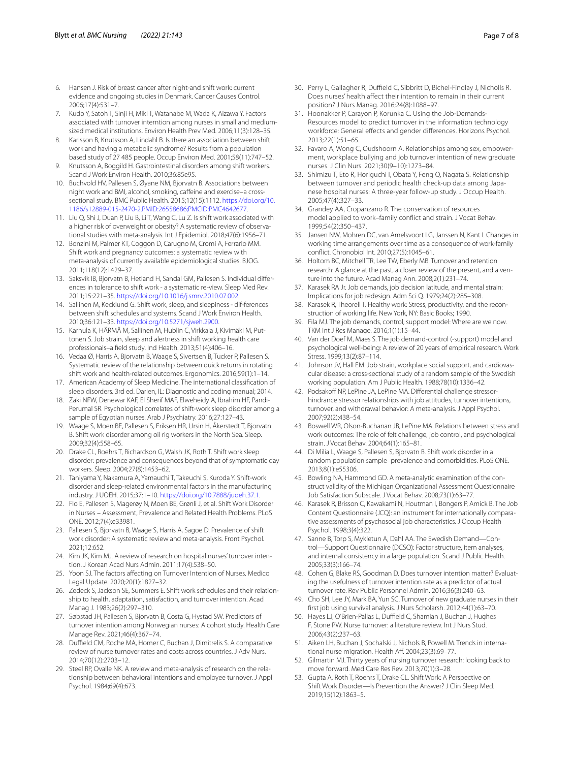6. Hansen J. Risk of breast cancer after night-and shift work: current evidence and ongoing studies in Denmark. Cancer Causes Control. 2006;17(4):531–7.
7. Kudo Y, Satoh T, Sinji H, Miki T, Watanabe M, Wada K, Aizawa Y. Factors associated with turnover interntion among nurses in small and medium-sized medical institutions. Environ Health Prev Med. 2006;11(3):128–35.
8. Karlsson B, Knutsson A, Lindahl B. Is there an association between shift work and having a metabolic syndrome? Results from a population based study of 27 485 people. Occup Environ Med. 2001;58(11):747–52.
9. Knutsson A, Boggild H. Gastrointestinal disorders among shift workers. Scand J Work Environ Health. 2010;36:85e95.
10. Buchvold HV, Pallesen S, Øyane NM, Bjorvatn B. Associations between night work and BMI, alcohol, smoking, caffeine and exercise–a cross-sectional study. BMC Public Health. 2015;12(15):1112. https://doi.org/10.1186/s12889-015-2470-2.PMID:26558686;PMCID:PMC4642677.
11. Liu Q, Shi J, Duan P, Liu B, Li T, Wang C, Lu Z. Is shift work associated with a higher risk of overweight or obesity? A systematic review of observational studies with meta-analysis. Int J Epidemiol. 2018;47(6):1956–71.
12. Bonzini M, Palmer KT, Coggon D, Carugno M, Cromi A, Ferrario MM. Shift work and pregnancy outcomes: a systematic review with meta-analysis of currently available epidemiological studies. BJOG. 2011;118(12):1429–37.
13. Saksvik IB, Bjorvatn B, Hetland H, Sandal GM, Pallesen S. Individual differences in tolerance to shift work - a systematic re-view. Sleep Med Rev. 2011;15:221–35. https://doi.org/10.1016/j.smrv.2010.07.002.
14. Sallinen M, Kecklund G. Shift work, sleep, and sleepiness - dif-ferences between shift schedules and systems. Scand J Work Environ Health. 2010;36:121–33. https://doi.org/10.5271/sjweh.2900.
15. Karhula K, HÄRMÄ M, Sallinen M, Hublin C, Virkkala J, Kivimäki M, Puttonen S. Job strain, sleep and alertness in shift working health care professionals–a field study. Ind Health. 2013;51(4):406–16.
16. Vedaa Ø, Harris A, Bjorvatn B, Waage S, Sivertsen B, Tucker P, Pallesen S. Systematic review of the relationship between quick returns in rotating shift work and health-related outcomes. Ergonomics. 2016;59(1):1–14.
17. American Academy of Sleep Medicine. The international classification of sleep disorders. 3rd ed. Darien, IL: Diagnostic and coding manual; 2014.
18. Zaki NFW, Denewar KAF, El Sherif MAF, Elweheidy A, Ibrahim HF, Pandi-Perumal SR. Psychological correlates of shift-work sleep disorder among a sample of Egyptian nurses. Arab J Psychiatry. 2016;27:127–43.
19. Waage S, Moen BE, Pallesen S, Eriksen HR, Ursin H, Åkerstedt T, Bjorvatn B. Shift work disorder among oil rig workers in the North Sea. Sleep. 2009;32(4):558–65.
20. Drake CL, Roehrs T, Richardson G, Walsh JK, Roth T. Shift work sleep disorder: prevalence and consequences beyond that of symptomatic day workers. Sleep. 2004;27(8):1453–62.
21. Taniyama Y, Nakamura A, Yamauchi T, Takeuchi S, Kuroda Y. Shift-work disorder and sleep-related environmental factors in the manufacturing industry. J UOEH. 2015;37:1–10. https://doi.org/10.7888/juoeh.37.1.
22. Flo E, Pallesen S, Magerøy N, Moen BE, Grønli J, et al. Shift Work Disorder in Nurses – Assessment, Prevalence and Related Health Problems. PLoS ONE. 2012;7(4):e33981.
23. Pallesen S, Bjorvatn B, Waage S, Harris A, Sagoe D. Prevalence of shift work disorder: A systematic review and meta-analysis. Front Psychol. 2021;12:652.
24. Kim JK, Kim MJ. A review of research on hospital nurses' turnover intention. J Korean Acad Nurs Admin. 2011;17(4):538–50.
25. Yoon SJ. The factors affecting on Turnover Intention of Nurses. Medico Legal Update. 2020;20(1):1827–32.
26. Zedeck S, Jackson SE, Summers E. Shift work schedules and their relationship to health, adaptation, satisfaction, and turnover intention. Acad Manag J. 1983;26(2):297–310.
27. Søbstad JH, Pallesen S, Bjorvatn B, Costa G, Hystad SW. Predictors of turnover intention among Norwegian nurses: A cohort study. Health Care Manage Rev. 2021;46(4):367–74.
28. Duffield CM, Roche MA, Homer C, Buchan J, Dimitrelis S. A comparative review of nurse turnover rates and costs across countries. J Adv Nurs. 2014;70(12):2703–12.
29. Steel RP, Ovalle NK. A review and meta-analysis of research on the relationship between behavioral intentions and employee turnover. J Appl Psychol. 1984;69(4):673.
30. Perry L, Gallagher R, Duffield C, Sibbritt D, Bichel-Findlay J, Nicholls R. Does nurses' health affect their intention to remain in their current position? J Nurs Manag. 2016;24(8):1088–97.
31. Hoonakker P, Carayon P, Korunka C. Using the Job-Demands-Resources model to predict turnover in the information technology workforce: General effects and gender differences. Horizons Psychol. 2013;22(1):51–65.
32. Favaro A, Wong C, Oudshoorn A. Relationships among sex, empowerment, workplace bullying and job turnover intention of new graduate nurses. J Clin Nurs. 2021;30(9–10):1273–84.
33. Shimizu T, Eto R, Horiguchi I, Obata Y, Feng Q, Nagata S. Relationship between turnover and periodic health check-up data among Japanese hospital nurses: A three-year follow-up study. J Occup Health. 2005;47(4):327–33.
34. Grandey AA, Cropanzano R. The conservation of resources model applied to work–family conflict and strain. J Vocat Behav. 1999;54(2):350–437.
35. Jansen NW, Mohren DC, van Amelsvoort LG, Janssen N, Kant I. Changes in working time arrangements over time as a consequence of work-family conflict. Chronobiol Int. 2010;27(5):1045–61.
36. Holtom BC, Mitchell TR, Lee TW, Eberly MB. Turnover and retention research: A glance at the past, a closer review of the present, and a venture into the future. Acad Manag Ann. 2008;2(1):231–74.
37. Karasek RA Jr. Job demands, job decision latitude, and mental strain: Implications for job redesign. Adm Sci Q. 1979;24(2):285–308.
38. Karasek R, Theorell T. Healthy work: Stress, productivity, and the reconstruction of working life. New York, NY: Basic Books; 1990.
39. Fila MJ. The job demands, control, support model: Where are we now. TKM Int J Res Manage. 2016;1(1):15–44.
40. Van der Doef M, Maes S. The job demand-control (-support) model and psychological well-being: A review of 20 years of empirical research. Work Stress. 1999;13(2):87–114.
41. Johnson JV, Hall EM. Job strain, workplace social support, and cardiovascular disease: a cross-sectional study of a random sample of the Swedish working population. Am J Public Health. 1988;78(10):1336–42.
42. Podsakoff NP, LePine JA, LePine MA. Differential challenge stressor-hindrance stressor relationships with job attitudes, turnover intentions, turnover, and withdrawal behavior: A meta-analysis. J Appl Psychol. 2007;92(2):438–54.
43. Boswell WR, Olson-Buchanan JB, LePine MA. Relations between stress and work outcomes: The role of felt challenge, job control, and psychological strain. J Vocat Behav. 2004;64(1):165–81.
44. Di Milia L, Waage S, Pallesen S, Bjorvatn B. Shift work disorder in a random population sample–prevalence and comorbidities. PLoS ONE. 2013;8(1):e55306.
45. Bowling NA, Hammond GD. A meta-analytic examination of the construct validity of the Michigan Organizational Assessment Questionnaire Job Satisfaction Subscale. J Vocat Behav. 2008;73(1):63–77.
46. Karasek R, Brisson C, Kawakami N, Houtman I, Bongers P, Amick B. The Job Content Questionnaire (JCQ): an instrument for internationally comparative assessments of psychosocial job characteristics. J Occup Health Psychol. 1998;3(4):322.
47. Sanne B, Torp S, Mykletun A, Dahl AA. The Swedish Demand—Control—Support Questionnaire (DCSQ): Factor structure, item analyses, and internal consistency in a large population. Scand J Public Health. 2005;33(3):166–74.
48. Cohen G, Blake RS, Goodman D. Does turnover intention matter? Evaluating the usefulness of turnover intention rate as a predictor of actual turnover rate. Rev Public Personnel Admin. 2016;36(3):240–63.
49. Cho SH, Lee JY, Mark BA, Yun SC. Turnover of new graduate nurses in their first job using survival analysis. J Nurs Scholarsh. 2012;44(1):63–70.
50. Hayes LJ, O'Brien-Pallas L, Duffield C, Shamian J, Buchan J, Hughes F, Stone PW. Nurse turnover: a literature review. Int J Nurs Stud. 2006;43(2):237–63.
51. Aiken LH, Buchan J, Sochalski J, Nichols B, Powell M. Trends in international nurse migration. Health Aff. 2004;23(3):69–77.
52. Gilmartin MJ. Thirty years of nursing turnover research: looking back to move forward. Med Care Res Rev. 2013;70(1):3–28.
53. Gupta A, Roth T, Roehrs T, Drake CL. Shift Work: A Perspective on Shift Work Disorder—Is Prevention the Answer? J Clin Sleep Med. 2019;15(12):1863–5.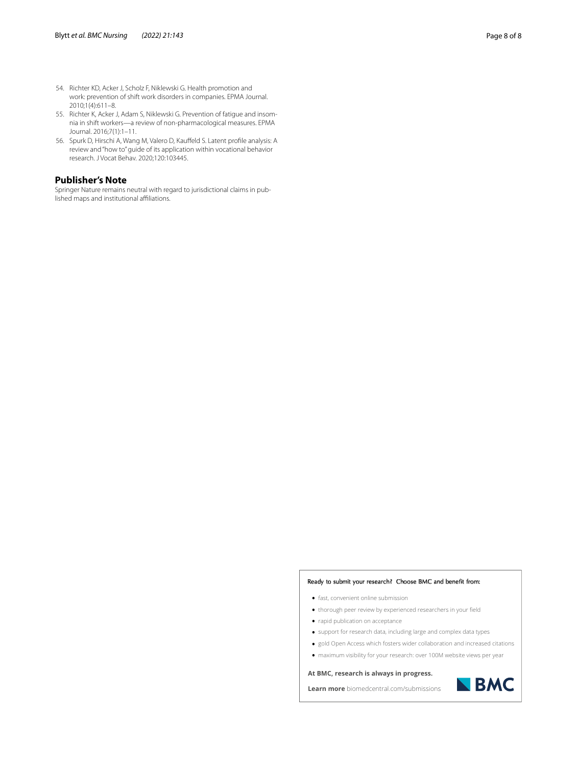54. Richter KD, Acker J, Scholz F, Niklewski G. Health promotion and work: prevention of shift work disorders in companies. EPMA Journal. 2010;1(4):611–8.
55. Richter K, Acker J, Adam S, Niklewski G. Prevention of fatigue and insomnia in shift workers—a review of non-pharmacological measures. EPMA Journal. 2016;7(1):1–11.
56. Spurk D, Hirschi A, Wang M, Valero D, Kauffeld S. Latent profile analysis: A review and "how to" guide of its application within vocational behavior research. J Vocat Behav. 2020;120:103445.

## Publisher's Note

Springer Nature remains neutral with regard to jurisdictional claims in published maps and institutional affiliations.

Ready to submit your research? Choose BMC and benefit from:

- fast, convenient online submission
- thorough peer review by experienced researchers in your field
- rapid publication on acceptance
- support for research data, including large and complex data types
- gold Open Access which fosters wider collaboration and increased citations
- maximum visibility for your research: over 100M website views per year

**At BMC, research is always in progress.**

**Learn more** biomedcentral.com/submissions

BMC